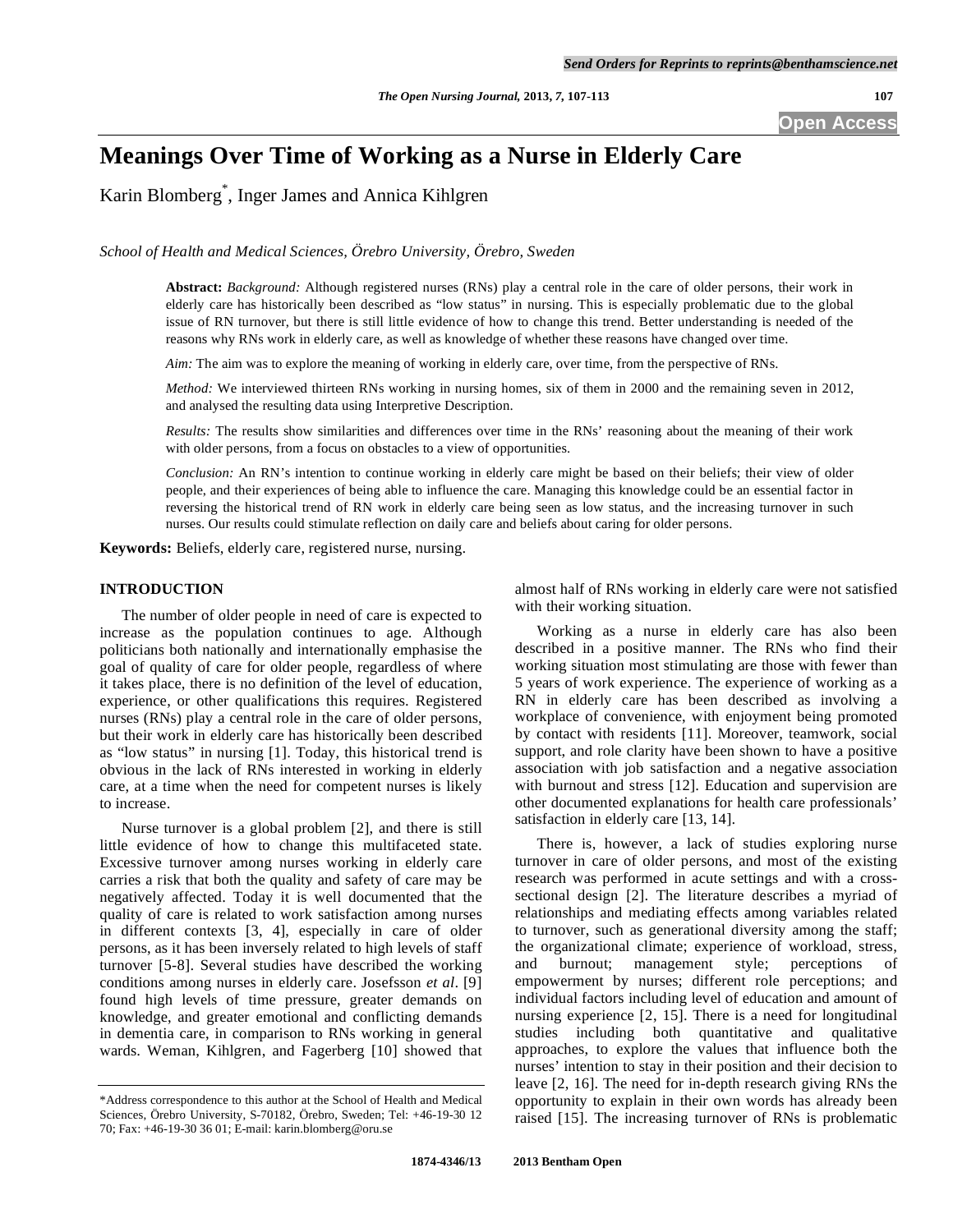# Meanings Over Time of Working as a Nurse in Elderly Care

Karin Blomberg*, Inger James and Annica Kihlgren

*School of Health and Medical Sciences, Örebro University, Örebro, Sweden*

**Abstract:** *Background:* Although registered nurses (RNs) play a central role in the care of older persons, their work in elderly care has historically been described as "low status" in nursing. This is especially problematic due to the global issue of RN turnover, but there is still little evidence of how to change this trend. Better understanding is needed of the reasons why RNs work in elderly care, as well as knowledge of whether these reasons have changed over time.

*Aim:* The aim was to explore the meaning of working in elderly care, over time, from the perspective of RNs.

*Method:* We interviewed thirteen RNs working in nursing homes, six of them in 2000 and the remaining seven in 2012, and analysed the resulting data using Interpretive Description.

*Results:* The results show similarities and differences over time in the RNs' reasoning about the meaning of their work with older persons, from a focus on obstacles to a view of opportunities.

*Conclusion:* An RN's intention to continue working in elderly care might be based on their beliefs; their view of older people, and their experiences of being able to influence the care. Managing this knowledge could be an essential factor in reversing the historical trend of RN work in elderly care being seen as low status, and the increasing turnover in such nurses. Our results could stimulate reflection on daily care and beliefs about caring for older persons.

**Keywords:** Beliefs, elderly care, registered nurse, nursing.

## INTRODUCTION

The number of older people in need of care is expected to increase as the population continues to age. Although politicians both nationally and internationally emphasise the goal of quality of care for older people, regardless of where it takes place, there is no definition of the level of education, experience, or other qualifications this requires. Registered nurses (RNs) play a central role in the care of older persons, but their work in elderly care has historically been described as "low status" in nursing [1]. Today, this historical trend is obvious in the lack of RNs interested in working in elderly care, at a time when the need for competent nurses is likely to increase.

Nurse turnover is a global problem [2], and there is still little evidence of how to change this multifaceted state. Excessive turnover among nurses working in elderly care carries a risk that both the quality and safety of care may be negatively affected. Today it is well documented that the quality of care is related to work satisfaction among nurses in different contexts [3, 4], especially in care of older persons, as it has been inversely related to high levels of staff turnover [5-8]. Several studies have described the working conditions among nurses in elderly care. Josefsson *et al*. [9] found high levels of time pressure, greater demands on knowledge, and greater emotional and conflicting demands in dementia care, in comparison to RNs working in general wards. Weman, Kihlgren, and Fagerberg [10] showed that almost half of RNs working in elderly care were not satisfied with their working situation.

Working as a nurse in elderly care has also been described in a positive manner. The RNs who find their working situation most stimulating are those with fewer than 5 years of work experience. The experience of working as a RN in elderly care has been described as involving a workplace of convenience, with enjoyment being promoted by contact with residents [11]. Moreover, teamwork, social support, and role clarity have been shown to have a positive association with job satisfaction and a negative association with burnout and stress [12]. Education and supervision are other documented explanations for health care professionals' satisfaction in elderly care [13, 14].

There is, however, a lack of studies exploring nurse turnover in care of older persons, and most of the existing research was performed in acute settings and with a cross-sectional design [2]. The literature describes a myriad of relationships and mediating effects among variables related to turnover, such as generational diversity among the staff; the organizational climate; experience of workload, stress, and burnout; management style; perceptions of empowerment by nurses; different role perceptions; and individual factors including level of education and amount of nursing experience [2, 15]. There is a need for longitudinal studies including both quantitative and qualitative approaches, to explore the values that influence both the nurses' intention to stay in their position and their decision to leave [2, 16]. The need for in-depth research giving RNs the opportunity to explain in their own words has already been raised [15]. The increasing turnover of RNs is problematic

*Address correspondence to this author at the School of Health and Medical Sciences, Örebro University, S-70182, Örebro, Sweden; Tel: +46-19-30 12 70; Fax: +46-19-30 36 01; E-mail: karin.blomberg@oru.se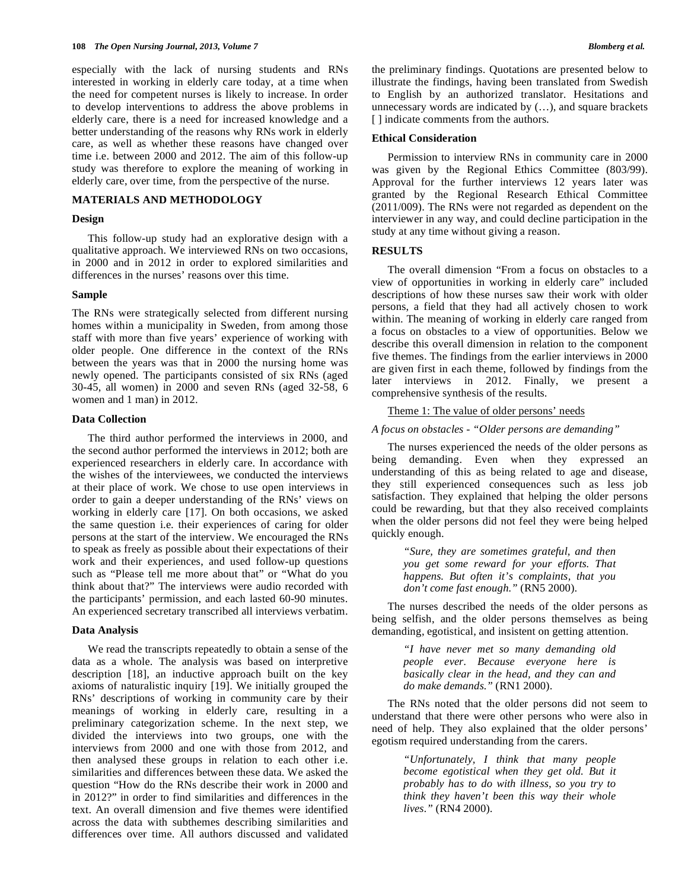especially with the lack of nursing students and RNs interested in working in elderly care today, at a time when the need for competent nurses is likely to increase. In order to develop interventions to address the above problems in elderly care, there is a need for increased knowledge and a better understanding of the reasons why RNs work in elderly care, as well as whether these reasons have changed over time i.e. between 2000 and 2012. The aim of this follow-up study was therefore to explore the meaning of working in elderly care, over time, from the perspective of the nurse.

## MATERIALS AND METHODOLOGY

### Design

This follow-up study had an explorative design with a qualitative approach. We interviewed RNs on two occasions, in 2000 and in 2012 in order to explored similarities and differences in the nurses' reasons over this time.

### Sample

The RNs were strategically selected from different nursing homes within a municipality in Sweden, from among those staff with more than five years' experience of working with older people. One difference in the context of the RNs between the years was that in 2000 the nursing home was newly opened. The participants consisted of six RNs (aged 30-45, all women) in 2000 and seven RNs (aged 32-58, 6 women and 1 man) in 2012.

### Data Collection

The third author performed the interviews in 2000, and the second author performed the interviews in 2012; both are experienced researchers in elderly care. In accordance with the wishes of the interviewees, we conducted the interviews at their place of work. We chose to use open interviews in order to gain a deeper understanding of the RNs' views on working in elderly care [17]. On both occasions, we asked the same question i.e. their experiences of caring for older persons at the start of the interview. We encouraged the RNs to speak as freely as possible about their expectations of their work and their experiences, and used follow-up questions such as "Please tell me more about that" or "What do you think about that?" The interviews were audio recorded with the participants' permission, and each lasted 60-90 minutes. An experienced secretary transcribed all interviews verbatim.

### Data Analysis

We read the transcripts repeatedly to obtain a sense of the data as a whole. The analysis was based on interpretive description [18], an inductive approach built on the key axioms of naturalistic inquiry [19]. We initially grouped the RNs' descriptions of working in community care by their meanings of working in elderly care, resulting in a preliminary categorization scheme. In the next step, we divided the interviews into two groups, one with the interviews from 2000 and one with those from 2012, and then analysed these groups in relation to each other i.e. similarities and differences between these data. We asked the question "How do the RNs describe their work in 2000 and in 2012?" in order to find similarities and differences in the text. An overall dimension and five themes were identified across the data with subthemes describing similarities and differences over time. All authors discussed and validated the preliminary findings. Quotations are presented below to illustrate the findings, having been translated from Swedish to English by an authorized translator. Hesitations and unnecessary words are indicated by (…), and square brackets [ ] indicate comments from the authors.

### Ethical Consideration

Permission to interview RNs in community care in 2000 was given by the Regional Ethics Committee (803/99). Approval for the further interviews 12 years later was granted by the Regional Research Ethical Committee (2011/009). The RNs were not regarded as dependent on the interviewer in any way, and could decline participation in the study at any time without giving a reason.

## RESULTS

The overall dimension "From a focus on obstacles to a view of opportunities in working in elderly care" included descriptions of how these nurses saw their work with older persons, a field that they had all actively chosen to work within. The meaning of working in elderly care ranged from a focus on obstacles to a view of opportunities. Below we describe this overall dimension in relation to the component five themes. The findings from the earlier interviews in 2000 are given first in each theme, followed by findings from the later interviews in 2012. Finally, we present a comprehensive synthesis of the results.

<u>Theme 1: The value of older persons' needs</u>

*A focus on obstacles - "Older persons are demanding"*

The nurses experienced the needs of the older persons as being demanding. Even when they expressed an understanding of this as being related to age and disease, they still experienced consequences such as less job satisfaction. They explained that helping the older persons could be rewarding, but that they also received complaints when the older persons did not feel they were being helped quickly enough.

> *"Sure, they are sometimes grateful, and then you get some reward for your efforts. That happens. But often it's complaints, that you don't come fast enough."* (RN5 2000).

The nurses described the needs of the older persons as being selfish, and the older persons themselves as being demanding, egotistical, and insistent on getting attention.

> *"I have never met so many demanding old people ever. Because everyone here is basically clear in the head, and they can and do make demands."* (RN1 2000).

The RNs noted that the older persons did not seem to understand that there were other persons who were also in need of help. They also explained that the older persons' egotism required understanding from the carers.

> *"Unfortunately, I think that many people become egotistical when they get old. But it probably has to do with illness, so you try to think they haven't been this way their whole lives."* (RN4 2000).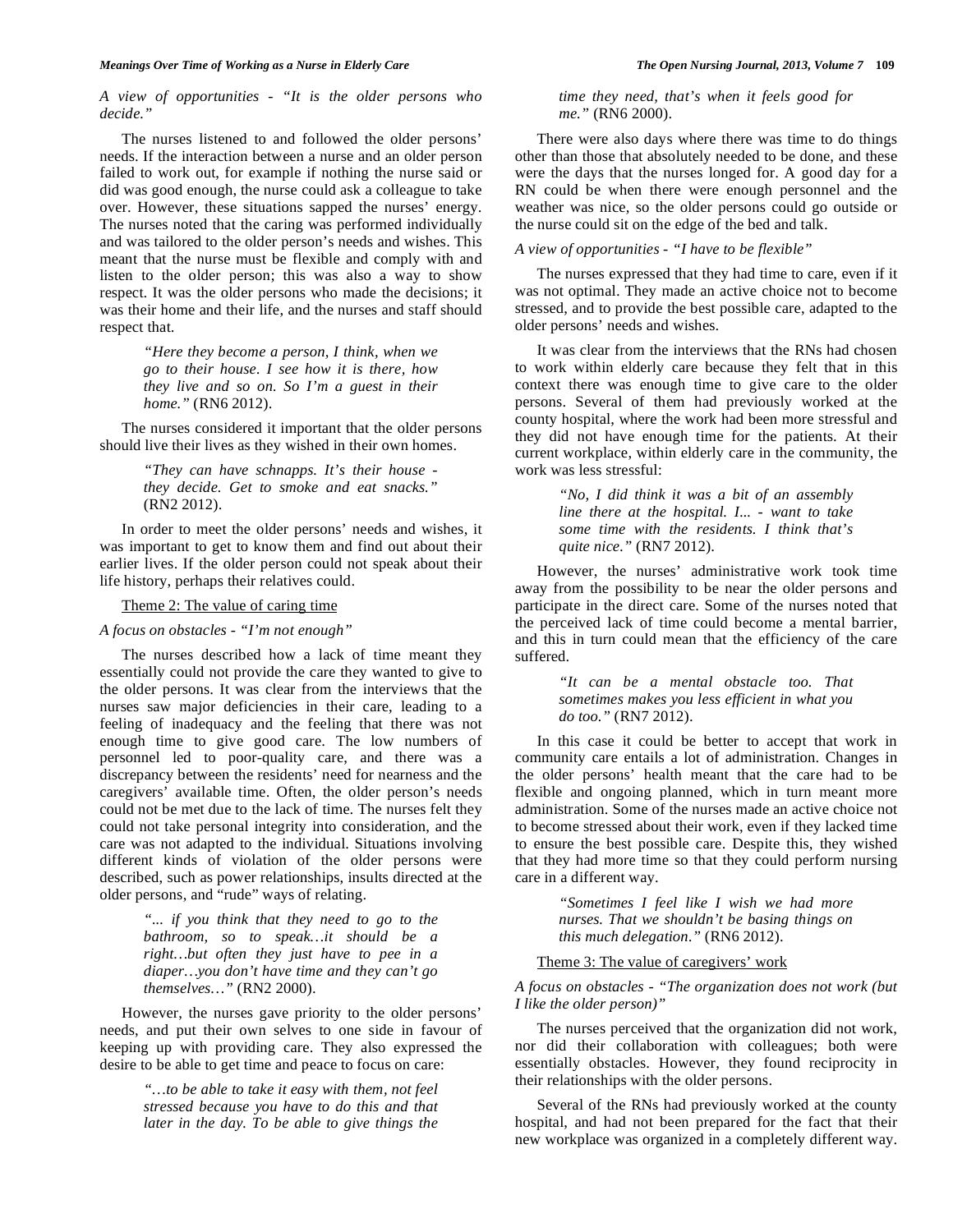*A view of opportunities - "It is the older persons who decide."*

The nurses listened to and followed the older persons' needs. If the interaction between a nurse and an older person failed to work out, for example if nothing the nurse said or did was good enough, the nurse could ask a colleague to take over. However, these situations sapped the nurses' energy. The nurses noted that the caring was performed individually and was tailored to the older person's needs and wishes. This meant that the nurse must be flexible and comply with and listen to the older person; this was also a way to show respect. It was the older persons who made the decisions; it was their home and their life, and the nurses and staff should respect that.

> *"Here they become a person, I think, when we go to their house. I see how it is there, how they live and so on. So I'm a guest in their home."* (RN6 2012).

The nurses considered it important that the older persons should live their lives as they wished in their own homes.

> *"They can have schnapps. It's their house - they decide. Get to smoke and eat snacks."* (RN2 2012).

In order to meet the older persons' needs and wishes, it was important to get to know them and find out about their earlier lives. If the older person could not speak about their life history, perhaps their relatives could.

Theme 2: The value of caring time

*A focus on obstacles - "I'm not enough"*

The nurses described how a lack of time meant they essentially could not provide the care they wanted to give to the older persons. It was clear from the interviews that the nurses saw major deficiencies in their care, leading to a feeling of inadequacy and the feeling that there was not enough time to give good care. The low numbers of personnel led to poor-quality care, and there was a discrepancy between the residents' need for nearness and the caregivers' available time. Often, the older person's needs could not be met due to the lack of time. The nurses felt they could not take personal integrity into consideration, and the care was not adapted to the individual. Situations involving different kinds of violation of the older persons were described, such as power relationships, insults directed at the older persons, and "rude" ways of relating.

> *"... if you think that they need to go to the bathroom, so to speak…it should be a right…but often they just have to pee in a diaper…you don't have time and they can't go themselves…"* (RN2 2000).

However, the nurses gave priority to the older persons' needs, and put their own selves to one side in favour of keeping up with providing care. They also expressed the desire to be able to get time and peace to focus on care:

> *"…to be able to take it easy with them, not feel stressed because you have to do this and that later in the day. To be able to give things the time they need, that's when it feels good for me."* (RN6 2000).

There were also days where there was time to do things other than those that absolutely needed to be done, and these were the days that the nurses longed for. A good day for a RN could be when there were enough personnel and the weather was nice, so the older persons could go outside or the nurse could sit on the edge of the bed and talk.

*A view of opportunities - "I have to be flexible"*

The nurses expressed that they had time to care, even if it was not optimal. They made an active choice not to become stressed, and to provide the best possible care, adapted to the older persons' needs and wishes.

It was clear from the interviews that the RNs had chosen to work within elderly care because they felt that in this context there was enough time to give care to the older persons. Several of them had previously worked at the county hospital, where the work had been more stressful and they did not have enough time for the patients. At their current workplace, within elderly care in the community, the work was less stressful:

> *"No, I did think it was a bit of an assembly line there at the hospital. I... - want to take some time with the residents. I think that's quite nice."* (RN7 2012).

However, the nurses' administrative work took time away from the possibility to be near the older persons and participate in the direct care. Some of the nurses noted that the perceived lack of time could become a mental barrier, and this in turn could mean that the efficiency of the care suffered.

> *"It can be a mental obstacle too. That sometimes makes you less efficient in what you do too."* (RN7 2012).

In this case it could be better to accept that work in community care entails a lot of administration. Changes in the older persons' health meant that the care had to be flexible and ongoing planned, which in turn meant more administration. Some of the nurses made an active choice not to become stressed about their work, even if they lacked time to ensure the best possible care. Despite this, they wished that they had more time so that they could perform nursing care in a different way.

> *"Sometimes I feel like I wish we had more nurses. That we shouldn't be basing things on this much delegation."* (RN6 2012).

Theme 3: The value of caregivers' work

*A focus on obstacles - "The organization does not work (but I like the older person)"*

The nurses perceived that the organization did not work, nor did their collaboration with colleagues; both were essentially obstacles. However, they found reciprocity in their relationships with the older persons.

Several of the RNs had previously worked at the county hospital, and had not been prepared for the fact that their new workplace was organized in a completely different way.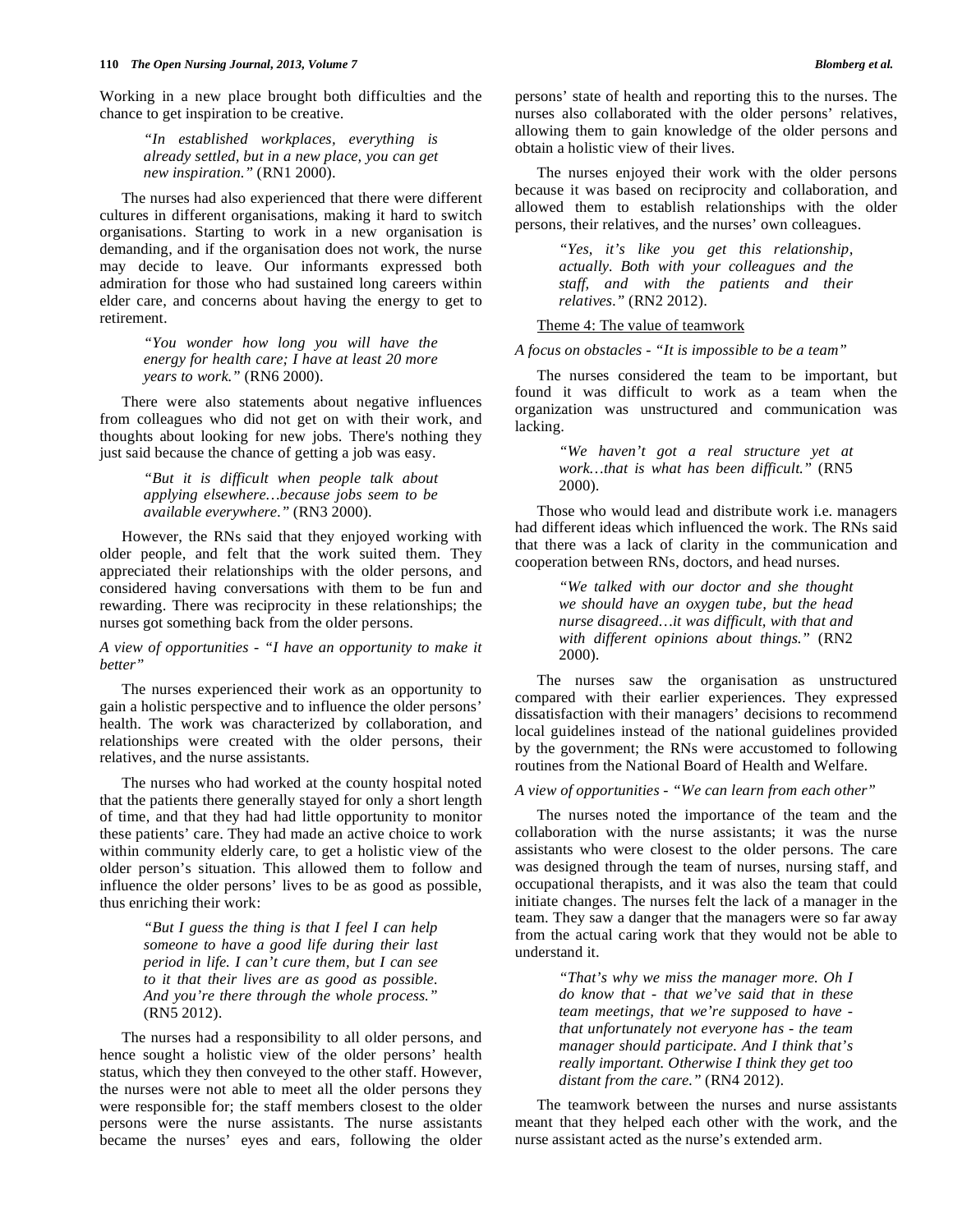Working in a new place brought both difficulties and the chance to get inspiration to be creative.

> *"In established workplaces, everything is already settled, but in a new place, you can get new inspiration."* (RN1 2000).

The nurses had also experienced that there were different cultures in different organisations, making it hard to switch organisations. Starting to work in a new organisation is demanding, and if the organisation does not work, the nurse may decide to leave. Our informants expressed both admiration for those who had sustained long careers within elder care, and concerns about having the energy to get to retirement.

> *"You wonder how long you will have the energy for health care; I have at least 20 more years to work."* (RN6 2000).

There were also statements about negative influences from colleagues who did not get on with their work, and thoughts about looking for new jobs. There's nothing they just said because the chance of getting a job was easy.

> *"But it is difficult when people talk about applying elsewhere…because jobs seem to be available everywhere."* (RN3 2000).

However, the RNs said that they enjoyed working with older people, and felt that the work suited them. They appreciated their relationships with the older persons, and considered having conversations with them to be fun and rewarding. There was reciprocity in these relationships; the nurses got something back from the older persons.

*A view of opportunities - "I have an opportunity to make it better"*

The nurses experienced their work as an opportunity to gain a holistic perspective and to influence the older persons' health. The work was characterized by collaboration, and relationships were created with the older persons, their relatives, and the nurse assistants.

The nurses who had worked at the county hospital noted that the patients there generally stayed for only a short length of time, and that they had had little opportunity to monitor these patients' care. They had made an active choice to work within community elderly care, to get a holistic view of the older person's situation. This allowed them to follow and influence the older persons' lives to be as good as possible, thus enriching their work:

> *"But I guess the thing is that I feel I can help someone to have a good life during their last period in life. I can't cure them, but I can see to it that their lives are as good as possible. And you're there through the whole process."* (RN5 2012).

The nurses had a responsibility to all older persons, and hence sought a holistic view of the older persons' health status, which they then conveyed to the other staff. However, the nurses were not able to meet all the older persons they were responsible for; the staff members closest to the older persons were the nurse assistants. The nurse assistants became the nurses' eyes and ears, following the older persons' state of health and reporting this to the nurses. The nurses also collaborated with the older persons' relatives, allowing them to gain knowledge of the older persons and obtain a holistic view of their lives.

The nurses enjoyed their work with the older persons because it was based on reciprocity and collaboration, and allowed them to establish relationships with the older persons, their relatives, and the nurses' own colleagues.

> *"Yes, it's like you get this relationship, actually. Both with your colleagues and the staff, and with the patients and their relatives."* (RN2 2012).

Theme 4: The value of teamwork

*A focus on obstacles - "It is impossible to be a team"*

The nurses considered the team to be important, but found it was difficult to work as a team when the organization was unstructured and communication was lacking.

> *"We haven't got a real structure yet at work…that is what has been difficult."* (RN5 2000).

Those who would lead and distribute work i.e. managers had different ideas which influenced the work. The RNs said that there was a lack of clarity in the communication and cooperation between RNs, doctors, and head nurses.

> *"We talked with our doctor and she thought we should have an oxygen tube, but the head nurse disagreed…it was difficult, with that and with different opinions about things."* (RN2 2000).

The nurses saw the organisation as unstructured compared with their earlier experiences. They expressed dissatisfaction with their managers' decisions to recommend local guidelines instead of the national guidelines provided by the government; the RNs were accustomed to following routines from the National Board of Health and Welfare.

*A view of opportunities - "We can learn from each other"*

The nurses noted the importance of the team and the collaboration with the nurse assistants; it was the nurse assistants who were closest to the older persons. The care was designed through the team of nurses, nursing staff, and occupational therapists, and it was also the team that could initiate changes. The nurses felt the lack of a manager in the team. They saw a danger that the managers were so far away from the actual caring work that they would not be able to understand it.

> *"That's why we miss the manager more. Oh I do know that - that we've said that in these team meetings, that we're supposed to have - that unfortunately not everyone has - the team manager should participate. And I think that's really important. Otherwise I think they get too distant from the care."* (RN4 2012).

The teamwork between the nurses and nurse assistants meant that they helped each other with the work, and the nurse assistant acted as the nurse's extended arm.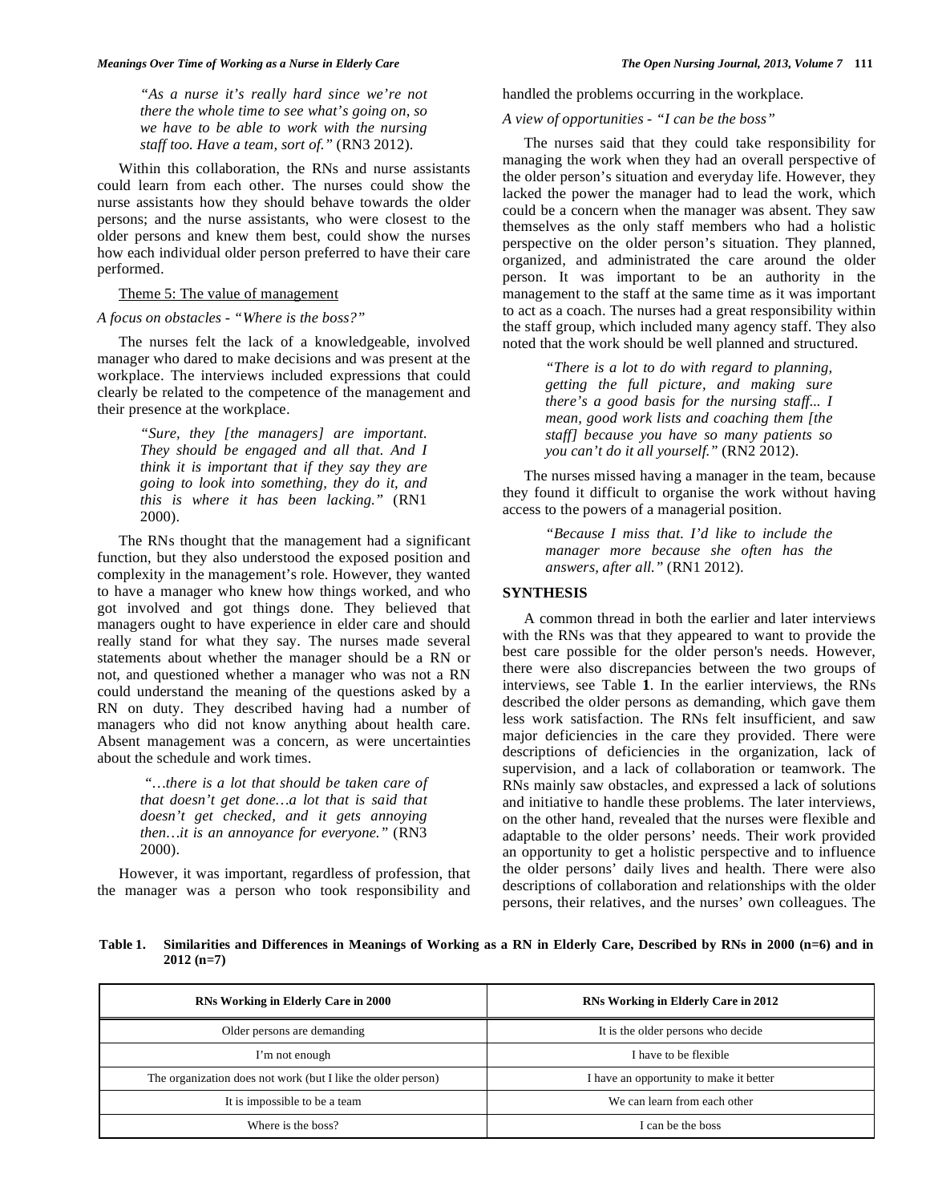> *"As a nurse it's really hard since we're not there the whole time to see what's going on, so we have to be able to work with the nursing staff too. Have a team, sort of."* (RN3 2012).

Within this collaboration, the RNs and nurse assistants could learn from each other. The nurses could show the nurse assistants how they should behave towards the older persons; and the nurse assistants, who were closest to the older persons and knew them best, could show the nurses how each individual older person preferred to have their care performed.

### Theme 5: The value of management

*A focus on obstacles - "Where is the boss?"*

The nurses felt the lack of a knowledgeable, involved manager who dared to make decisions and was present at the workplace. The interviews included expressions that could clearly be related to the competence of the management and their presence at the workplace.

> *"Sure, they [the managers] are important. They should be engaged and all that. And I think it is important that if they say they are going to look into something, they do it, and this is where it has been lacking."* (RN1 2000).

The RNs thought that the management had a significant function, but they also understood the exposed position and complexity in the management's role. However, they wanted to have a manager who knew how things worked, and who got involved and got things done. They believed that managers ought to have experience in elder care and should really stand for what they say. The nurses made several statements about whether the manager should be a RN or not, and questioned whether a manager who was not a RN could understand the meaning of the questions asked by a RN on duty. They described having had a number of managers who did not know anything about health care. Absent management was a concern, as were uncertainties about the schedule and work times.

> *"…there is a lot that should be taken care of that doesn't get done…a lot that is said that doesn't get checked, and it gets annoying then…it is an annoyance for everyone."* (RN3 2000).

However, it was important, regardless of profession, that the manager was a person who took responsibility and handled the problems occurring in the workplace.

*A view of opportunities - "I can be the boss"*

The nurses said that they could take responsibility for managing the work when they had an overall perspective of the older person's situation and everyday life. However, they lacked the power the manager had to lead the work, which could be a concern when the manager was absent. They saw themselves as the only staff members who had a holistic perspective on the older person's situation. They planned, organized, and administrated the care around the older person. It was important to be an authority in the management to the staff at the same time as it was important to act as a coach. The nurses had a great responsibility within the staff group, which included many agency staff. They also noted that the work should be well planned and structured.

> *"There is a lot to do with regard to planning, getting the full picture, and making sure there's a good basis for the nursing staff... I mean, good work lists and coaching them [the staff] because you have so many patients so you can't do it all yourself."* (RN2 2012).

The nurses missed having a manager in the team, because they found it difficult to organise the work without having access to the powers of a managerial position.

> *"Because I miss that. I'd like to include the manager more because she often has the answers, after all."* (RN1 2012).

## SYNTHESIS

A common thread in both the earlier and later interviews with the RNs was that they appeared to want to provide the best care possible for the older person's needs. However, there were also discrepancies between the two groups of interviews, see Table **1**. In the earlier interviews, the RNs described the older persons as demanding, which gave them less work satisfaction. The RNs felt insufficient, and saw major deficiencies in the care they provided. There were descriptions of deficiencies in the organization, lack of supervision, and a lack of collaboration or teamwork. The RNs mainly saw obstacles, and expressed a lack of solutions and initiative to handle these problems. The later interviews, on the other hand, revealed that the nurses were flexible and adaptable to the older persons' needs. Their work provided an opportunity to get a holistic perspective and to influence the older persons' daily lives and health. There were also descriptions of collaboration and relationships with the older persons, their relatives, and the nurses' own colleagues. The

**Table 1. Similarities and Differences in Meanings of Working as a RN in Elderly Care, Described by RNs in 2000 (n=6) and in 2012 (n=7)**

| RNs Working in Elderly Care in 2000 | RNs Working in Elderly Care in 2012 |
|---|---|
| Older persons are demanding | It is the older persons who decide |
| I'm not enough | I have to be flexible |
| The organization does not work (but I like the older person) | I have an opportunity to make it better |
| It is impossible to be a team | We can learn from each other |
| Where is the boss? | I can be the boss |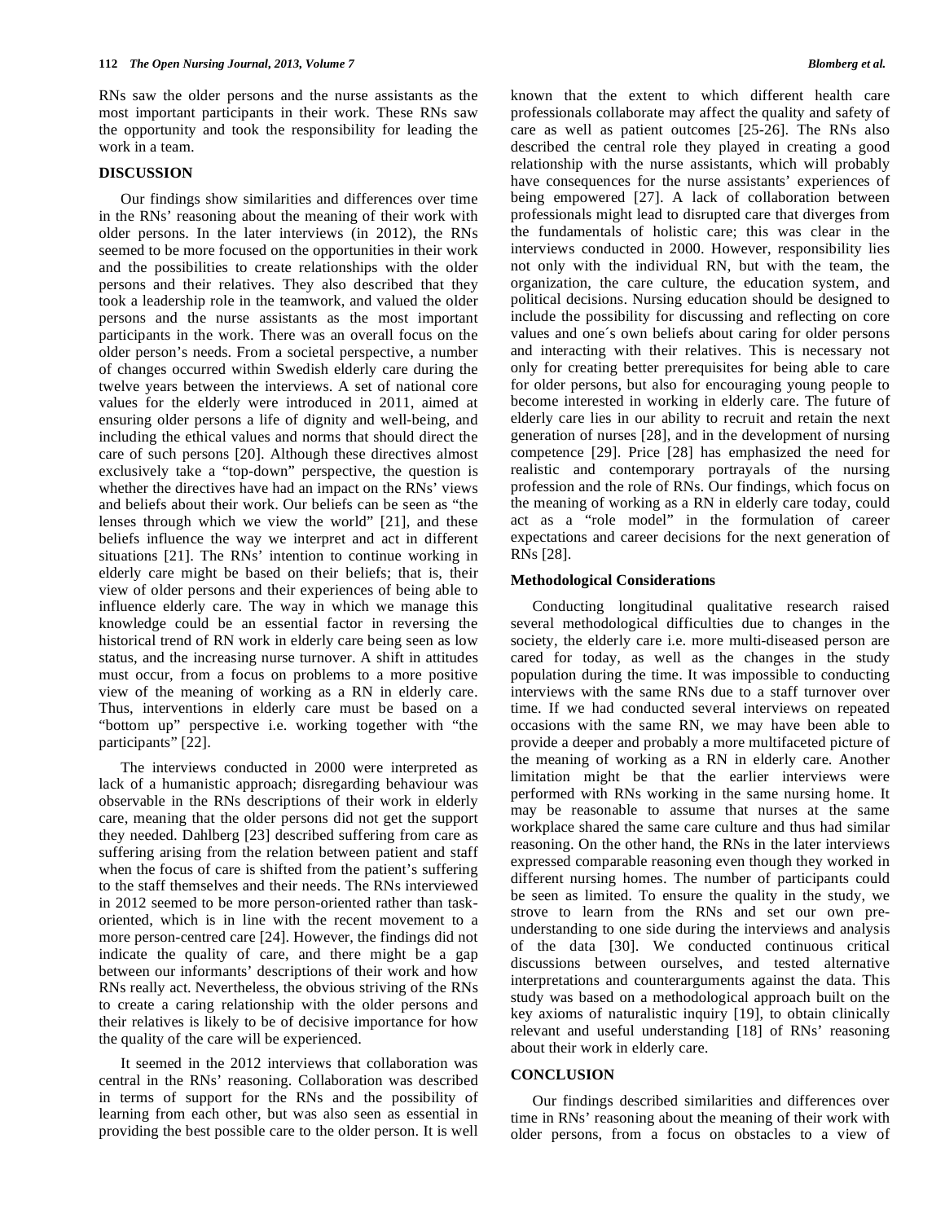RNs saw the older persons and the nurse assistants as the most important participants in their work. These RNs saw the opportunity and took the responsibility for leading the work in a team.

## DISCUSSION

Our findings show similarities and differences over time in the RNs' reasoning about the meaning of their work with older persons. In the later interviews (in 2012), the RNs seemed to be more focused on the opportunities in their work and the possibilities to create relationships with the older persons and their relatives. They also described that they took a leadership role in the teamwork, and valued the older persons and the nurse assistants as the most important participants in the work. There was an overall focus on the older person's needs. From a societal perspective, a number of changes occurred within Swedish elderly care during the twelve years between the interviews. A set of national core values for the elderly were introduced in 2011, aimed at ensuring older persons a life of dignity and well-being, and including the ethical values and norms that should direct the care of such persons [20]. Although these directives almost exclusively take a "top-down" perspective, the question is whether the directives have had an impact on the RNs' views and beliefs about their work. Our beliefs can be seen as "the lenses through which we view the world" [21], and these beliefs influence the way we interpret and act in different situations [21]. The RNs' intention to continue working in elderly care might be based on their beliefs; that is, their view of older persons and their experiences of being able to influence elderly care. The way in which we manage this knowledge could be an essential factor in reversing the historical trend of RN work in elderly care being seen as low status, and the increasing nurse turnover. A shift in attitudes must occur, from a focus on problems to a more positive view of the meaning of working as a RN in elderly care. Thus, interventions in elderly care must be based on a "bottom up" perspective i.e. working together with "the participants" [22].

The interviews conducted in 2000 were interpreted as lack of a humanistic approach; disregarding behaviour was observable in the RNs descriptions of their work in elderly care, meaning that the older persons did not get the support they needed. Dahlberg [23] described suffering from care as suffering arising from the relation between patient and staff when the focus of care is shifted from the patient's suffering to the staff themselves and their needs. The RNs interviewed in 2012 seemed to be more person-oriented rather than task-oriented, which is in line with the recent movement to a more person-centred care [24]. However, the findings did not indicate the quality of care, and there might be a gap between our informants' descriptions of their work and how RNs really act. Nevertheless, the obvious striving of the RNs to create a caring relationship with the older persons and their relatives is likely to be of decisive importance for how the quality of the care will be experienced.

It seemed in the 2012 interviews that collaboration was central in the RNs' reasoning. Collaboration was described in terms of support for the RNs and the possibility of learning from each other, but was also seen as essential in providing the best possible care to the older person. It is well known that the extent to which different health care professionals collaborate may affect the quality and safety of care as well as patient outcomes [25-26]. The RNs also described the central role they played in creating a good relationship with the nurse assistants, which will probably have consequences for the nurse assistants' experiences of being empowered [27]. A lack of collaboration between professionals might lead to disrupted care that diverges from the fundamentals of holistic care; this was clear in the interviews conducted in 2000. However, responsibility lies not only with the individual RN, but with the team, the organization, the care culture, the education system, and political decisions. Nursing education should be designed to include the possibility for discussing and reflecting on core values and one´s own beliefs about caring for older persons and interacting with their relatives. This is necessary not only for creating better prerequisites for being able to care for older persons, but also for encouraging young people to become interested in working in elderly care. The future of elderly care lies in our ability to recruit and retain the next generation of nurses [28], and in the development of nursing competence [29]. Price [28] has emphasized the need for realistic and contemporary portrayals of the nursing profession and the role of RNs. Our findings, which focus on the meaning of working as a RN in elderly care today, could act as a "role model" in the formulation of career expectations and career decisions for the next generation of RNs [28].

### Methodological Considerations

Conducting longitudinal qualitative research raised several methodological difficulties due to changes in the society, the elderly care i.e. more multi-diseased person are cared for today, as well as the changes in the study population during the time. It was impossible to conducting interviews with the same RNs due to a staff turnover over time. If we had conducted several interviews on repeated occasions with the same RN, we may have been able to provide a deeper and probably a more multifaceted picture of the meaning of working as a RN in elderly care. Another limitation might be that the earlier interviews were performed with RNs working in the same nursing home. It may be reasonable to assume that nurses at the same workplace shared the same care culture and thus had similar reasoning. On the other hand, the RNs in the later interviews expressed comparable reasoning even though they worked in different nursing homes. The number of participants could be seen as limited. To ensure the quality in the study, we strove to learn from the RNs and set our own pre-understanding to one side during the interviews and analysis of the data [30]. We conducted continuous critical discussions between ourselves, and tested alternative interpretations and counterarguments against the data. This study was based on a methodological approach built on the key axioms of naturalistic inquiry [19], to obtain clinically relevant and useful understanding [18] of RNs' reasoning about their work in elderly care.

## CONCLUSION

Our findings described similarities and differences over time in RNs' reasoning about the meaning of their work with older persons, from a focus on obstacles to a view of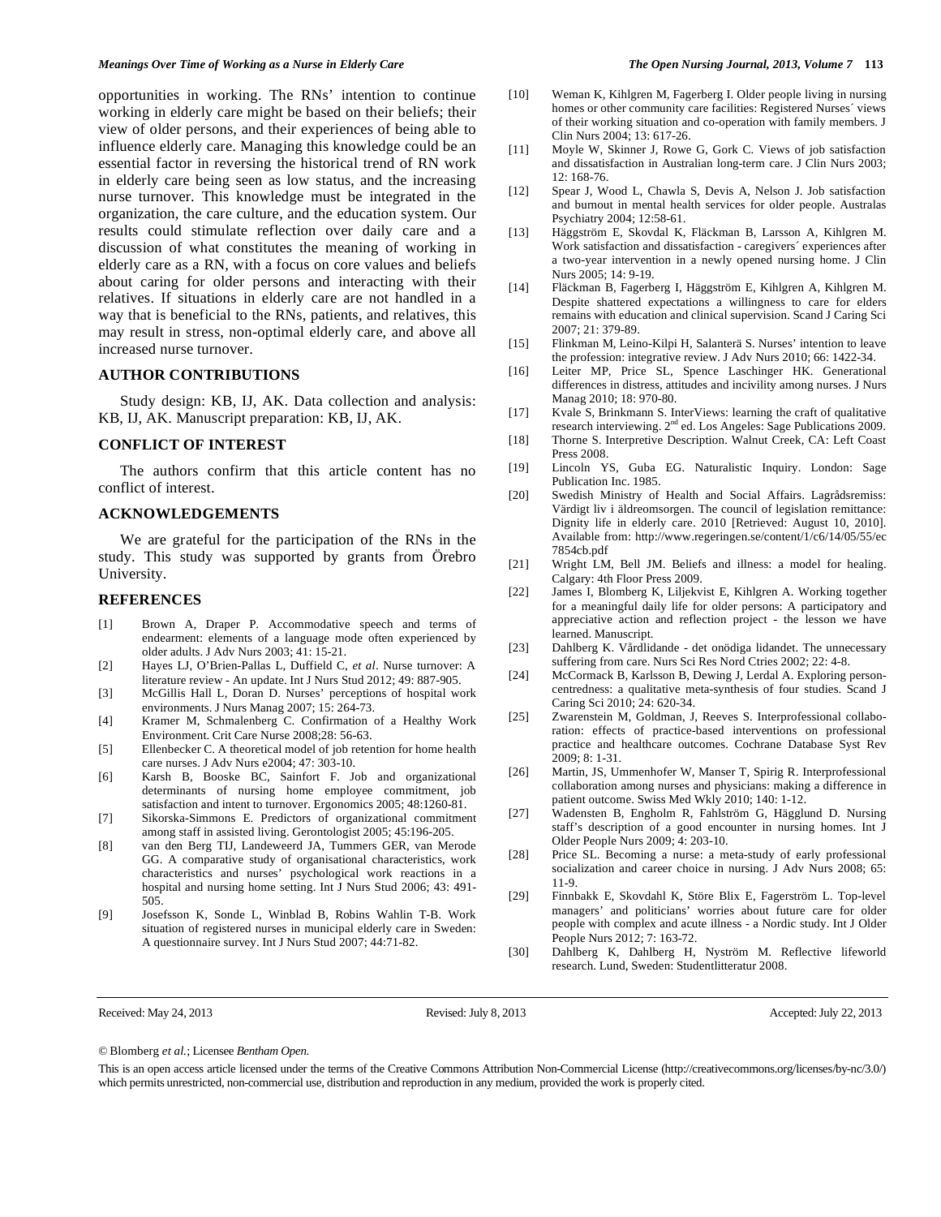opportunities in working. The RNs' intention to continue working in elderly care might be based on their beliefs; their view of older persons, and their experiences of being able to influence elderly care. Managing this knowledge could be an essential factor in reversing the historical trend of RN work in elderly care being seen as low status, and the increasing nurse turnover. This knowledge must be integrated in the organization, the care culture, and the education system. Our results could stimulate reflection over daily care and a discussion of what constitutes the meaning of working in elderly care as a RN, with a focus on core values and beliefs about caring for older persons and interacting with their relatives. If situations in elderly care are not handled in a way that is beneficial to the RNs, patients, and relatives, this may result in stress, non-optimal elderly care, and above all increased nurse turnover.

## AUTHOR CONTRIBUTIONS

Study design: KB, IJ, AK. Data collection and analysis: KB, IJ, AK. Manuscript preparation: KB, IJ, AK.

## CONFLICT OF INTEREST

The authors confirm that this article content has no conflict of interest.

## ACKNOWLEDGEMENTS

We are grateful for the participation of the RNs in the study. This study was supported by grants from Örebro University.

## REFERENCES

[1] Brown A, Draper P. Accommodative speech and terms of endearment: elements of a language mode often experienced by older adults. J Adv Nurs 2003; 41: 15-21.

[2] Hayes LJ, O'Brien-Pallas L, Duffield C, *et al*. Nurse turnover: A literature review - An update. Int J Nurs Stud 2012; 49: 887-905.

[3] McGillis Hall L, Doran D. Nurses' perceptions of hospital work environments. J Nurs Manag 2007; 15: 264-73.

[4] Kramer M, Schmalenberg C. Confirmation of a Healthy Work Environment. Crit Care Nurse 2008;28: 56-63.

[5] Ellenbecker C. A theoretical model of job retention for home health care nurses. J Adv Nurs e2004; 47: 303-10.

[6] Karsh B, Booske BC, Sainfort F. Job and organizational determinants of nursing home employee commitment, job satisfaction and intent to turnover. Ergonomics 2005; 48:1260-81.

[7] Sikorska-Simmons E. Predictors of organizational commitment among staff in assisted living. Gerontologist 2005; 45:196-205.

[8] van den Berg TIJ, Landeweerd JA, Tummers GER, van Merode GG. A comparative study of organisational characteristics, work characteristics and nurses' psychological work reactions in a hospital and nursing home setting. Int J Nurs Stud 2006; 43: 491-505.

[9] Josefsson K, Sonde L, Winblad B, Robins Wahlin T-B. Work situation of registered nurses in municipal elderly care in Sweden: A questionnaire survey. Int J Nurs Stud 2007; 44:71-82.

[10] Weman K, Kihlgren M, Fagerberg I. Older people living in nursing homes or other community care facilities: Registered Nurses´ views of their working situation and co-operation with family members. J Clin Nurs 2004; 13: 617-26.

[11] Moyle W, Skinner J, Rowe G, Gork C. Views of job satisfaction and dissatisfaction in Australian long-term care. J Clin Nurs 2003; 12: 168-76.

[12] Spear J, Wood L, Chawla S, Devis A, Nelson J. Job satisfaction and burnout in mental health services for older people. Australas Psychiatry 2004; 12:58-61.

[13] Häggström E, Skovdal K, Fläckman B, Larsson A, Kihlgren M. Work satisfaction and dissatisfaction - caregivers´ experiences after a two-year intervention in a newly opened nursing home. J Clin Nurs 2005; 14: 9-19.

[14] Fläckman B, Fagerberg I, Häggström E, Kihlgren A, Kihlgren M. Despite shattered expectations a willingness to care for elders remains with education and clinical supervision. Scand J Caring Sci 2007; 21: 379-89.

[15] Flinkman M, Leino-Kilpi H, Salanterä S. Nurses' intention to leave the profession: integrative review. J Adv Nurs 2010; 66: 1422-34.

[16] Leiter MP, Price SL, Spence Laschinger HK. Generational differences in distress, attitudes and incivility among nurses. J Nurs Manag 2010; 18: 970-80.

[17] Kvale S, Brinkmann S. InterViews: learning the craft of qualitative research interviewing. 2nd ed. Los Angeles: Sage Publications 2009.

[18] Thorne S. Interpretive Description. Walnut Creek, CA: Left Coast Press 2008.

[19] Lincoln YS, Guba EG. Naturalistic Inquiry. London: Sage Publication Inc. 1985.

[20] Swedish Ministry of Health and Social Affairs. Lagrådsremiss: Värdigt liv i äldreomsorgen. The council of legislation remittance: Dignity life in elderly care. 2010 [Retrieved: August 10, 2010]. Available from: http://www.regeringen.se/content/1/c6/14/05/55/ec7854cb.pdf

[21] Wright LM, Bell JM. Beliefs and illness: a model for healing. Calgary: 4th Floor Press 2009.

[22] James I, Blomberg K, Liljekvist E, Kihlgren A. Working together for a meaningful daily life for older persons: A participatory and appreciative action and reflection project - the lesson we have learned. Manuscript.

[23] Dahlberg K. Vårdlidande - det onödiga lidandet. The unnecessary suffering from care. Nurs Sci Res Nord Ctries 2002; 22: 4-8.

[24] McCormack B, Karlsson B, Dewing J, Lerdal A. Exploring person-centredness: a qualitative meta-synthesis of four studies. Scand J Caring Sci 2010; 24: 620-34.

[25] Zwarenstein M, Goldman, J, Reeves S. Interprofessional collaboration: effects of practice-based interventions on professional practice and healthcare outcomes. Cochrane Database Syst Rev 2009; 8: 1-31.

[26] Martin, JS, Ummenhofer W, Manser T, Spirig R. Interprofessional collaboration among nurses and physicians: making a difference in patient outcome. Swiss Med Wkly 2010; 140: 1-12.

[27] Wadensten B, Engholm R, Fahlström G, Hägglund D. Nursing staff's description of a good encounter in nursing homes. Int J Older People Nurs 2009; 4: 203-10.

[28] Price SL. Becoming a nurse: a meta-study of early professional socialization and career choice in nursing. J Adv Nurs 2008; 65: 11-9.

[29] Finnbakk E, Skovdahl K, Störe Blix E, Fagerström L. Top-level managers' and politicians' worries about future care for older people with complex and acute illness - a Nordic study. Int J Older People Nurs 2012; 7: 163-72.

[30] Dahlberg K, Dahlberg H, Nyström M. Reflective lifeworld research. Lund, Sweden: Studentlitteratur 2008.

Received: May 24, 2013 Revised: July 8, 2013 Accepted: July 22, 2013

© Blomberg *et al.*; Licensee *Bentham Open.*

This is an open access article licensed under the terms of the Creative Commons Attribution Non-Commercial License (http://creativecommons.org/licenses/by-nc/3.0/) which permits unrestricted, non-commercial use, distribution and reproduction in any medium, provided the work is properly cited.